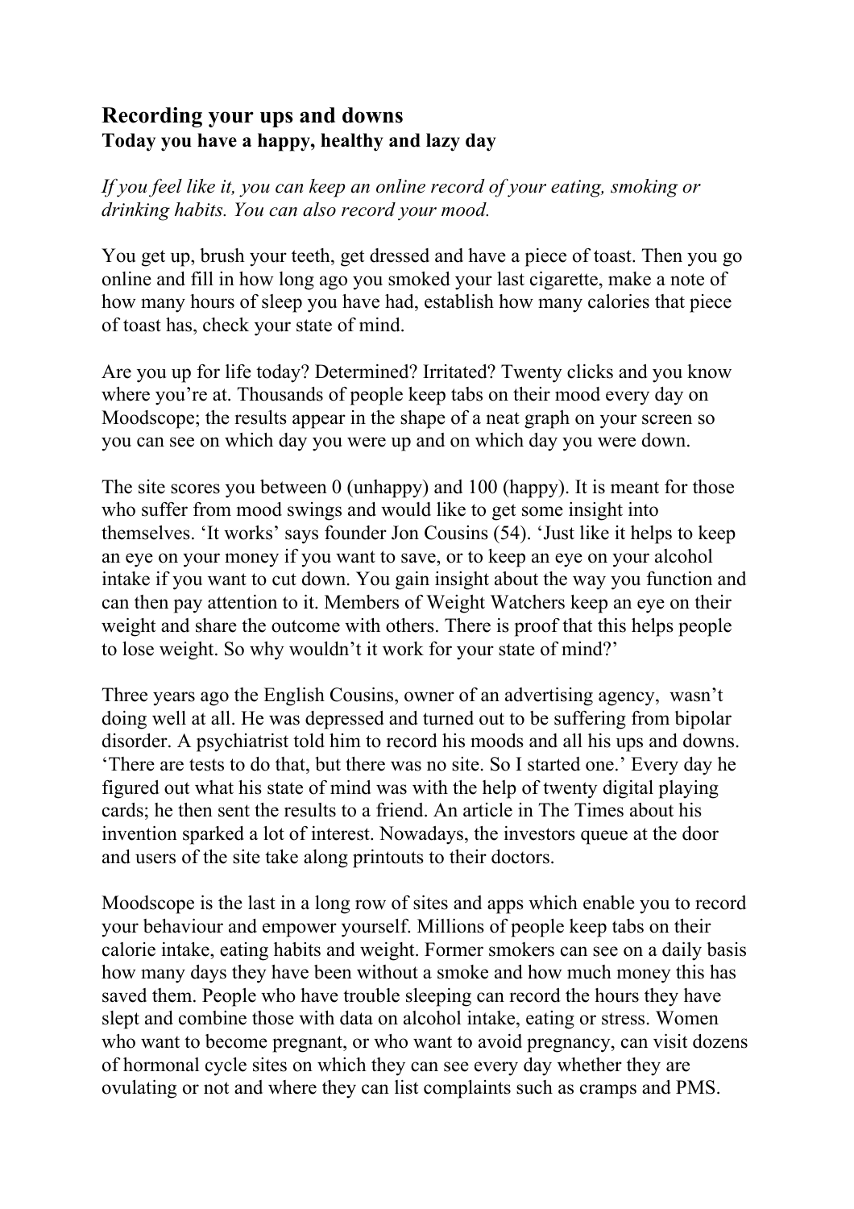## Recording your ups and downs

### Today you have a happy, healthy and lazy day

*If you feel like it, you can keep an online record of your eating, smoking or drinking habits. You can also record your mood.*

You get up, brush your teeth, get dressed and have a piece of toast. Then you go online and fill in how long ago you smoked your last cigarette, make a note of how many hours of sleep you have had, establish how many calories that piece of toast has, check your state of mind.

Are you up for life today? Determined? Irritated? Twenty clicks and you know where you're at. Thousands of people keep tabs on their mood every day on Moodscope; the results appear in the shape of a neat graph on your screen so you can see on which day you were up and on which day you were down.

The site scores you between 0 (unhappy) and 100 (happy). It is meant for those who suffer from mood swings and would like to get some insight into themselves. 'It works' says founder Jon Cousins (54). 'Just like it helps to keep an eye on your money if you want to save, or to keep an eye on your alcohol intake if you want to cut down. You gain insight about the way you function and can then pay attention to it. Members of Weight Watchers keep an eye on their weight and share the outcome with others. There is proof that this helps people to lose weight. So why wouldn't it work for your state of mind?'

Three years ago the English Cousins, owner of an advertising agency, wasn't doing well at all. He was depressed and turned out to be suffering from bipolar disorder. A psychiatrist told him to record his moods and all his ups and downs. 'There are tests to do that, but there was no site. So I started one.' Every day he figured out what his state of mind was with the help of twenty digital playing cards; he then sent the results to a friend. An article in The Times about his invention sparked a lot of interest. Nowadays, the investors queue at the door and users of the site take along printouts to their doctors.

Moodscope is the last in a long row of sites and apps which enable you to record your behaviour and empower yourself. Millions of people keep tabs on their calorie intake, eating habits and weight. Former smokers can see on a daily basis how many days they have been without a smoke and how much money this has saved them. People who have trouble sleeping can record the hours they have slept and combine those with data on alcohol intake, eating or stress. Women who want to become pregnant, or who want to avoid pregnancy, can visit dozens of hormonal cycle sites on which they can see every day whether they are ovulating or not and where they can list complaints such as cramps and PMS.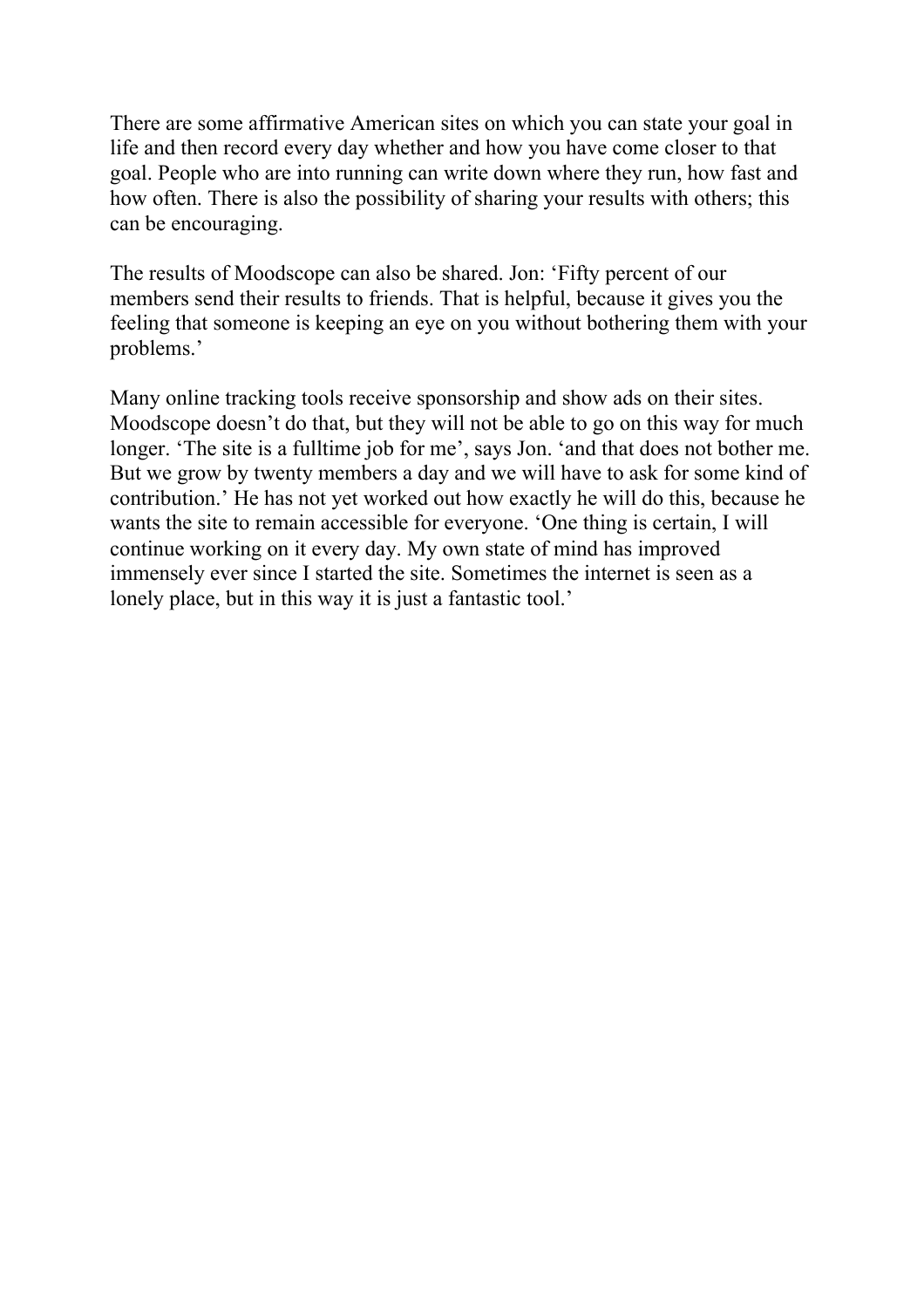There are some affirmative American sites on which you can state your goal in life and then record every day whether and how you have come closer to that goal. People who are into running can write down where they run, how fast and how often. There is also the possibility of sharing your results with others; this can be encouraging.

The results of Moodscope can also be shared. Jon: 'Fifty percent of our members send their results to friends. That is helpful, because it gives you the feeling that someone is keeping an eye on you without bothering them with your problems.'

Many online tracking tools receive sponsorship and show ads on their sites. Moodscope doesn't do that, but they will not be able to go on this way for much longer. 'The site is a fulltime job for me', says Jon. 'and that does not bother me. But we grow by twenty members a day and we will have to ask for some kind of contribution.' He has not yet worked out how exactly he will do this, because he wants the site to remain accessible for everyone. 'One thing is certain, I will continue working on it every day. My own state of mind has improved immensely ever since I started the site. Sometimes the internet is seen as a lonely place, but in this way it is just a fantastic tool.'